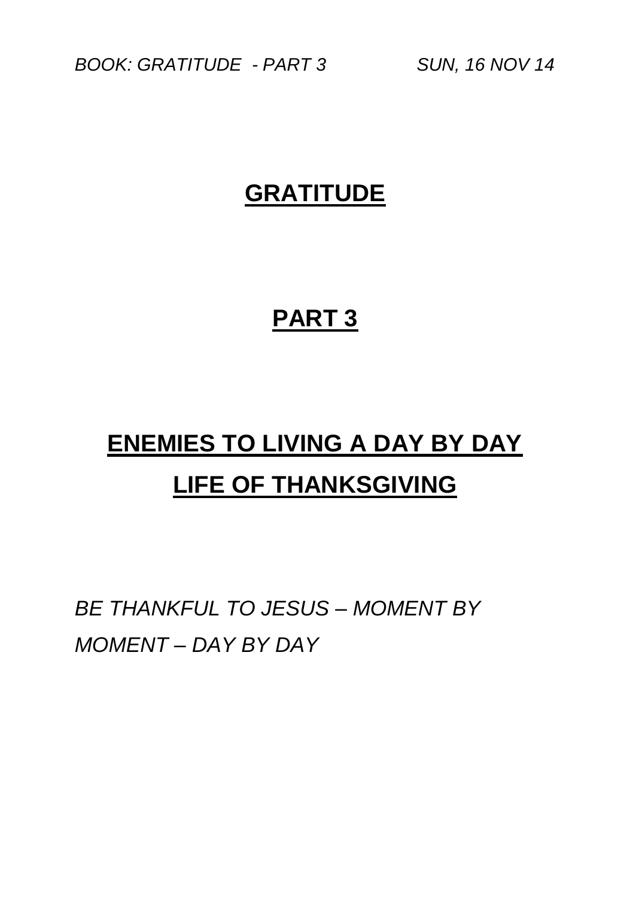*BOOK: GRATITUDE - PART 3* *SUN, 16 NOV 14*

# GRATITUDE

## PART 3

## ENEMIES TO LIVING A DAY BY DAY LIFE OF THANKSGIVING

*BE THANKFUL TO JESUS – MOMENT BY MOMENT – DAY BY DAY*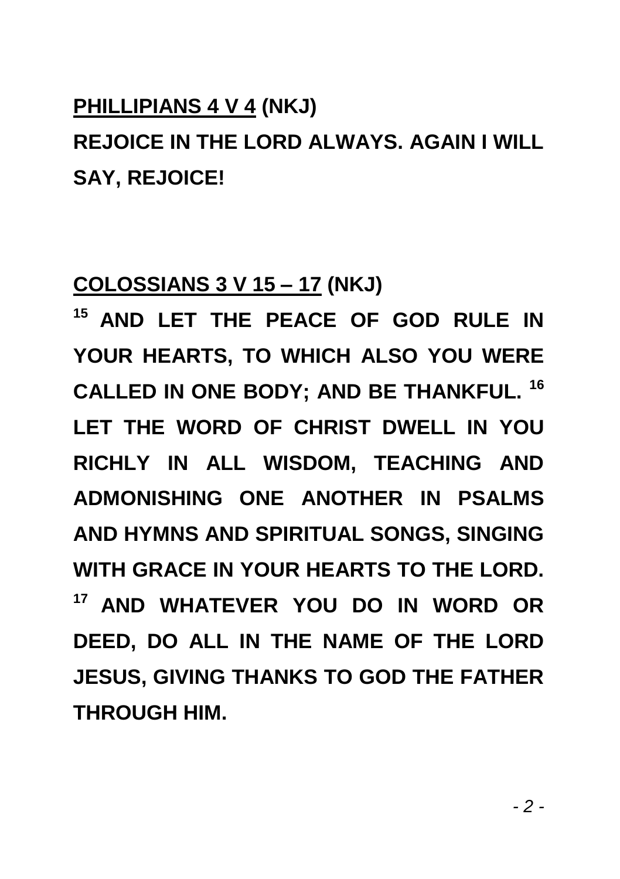**<u>PHILLIPIANS 4 V 4</u> (NKJ)**

**REJOICE IN THE LORD ALWAYS. AGAIN I WILL SAY, REJOICE!**

**<u>COLOSSIANS 3 V 15 – 17</u> (NKJ)**

**[15] AND LET THE PEACE OF GOD RULE IN YOUR HEARTS, TO WHICH ALSO YOU WERE CALLED IN ONE BODY; AND BE THANKFUL. [16] LET THE WORD OF CHRIST DWELL IN YOU RICHLY IN ALL WISDOM, TEACHING AND ADMONISHING ONE ANOTHER IN PSALMS AND HYMNS AND SPIRITUAL SONGS, SINGING WITH GRACE IN YOUR HEARTS TO THE LORD. [17] AND WHATEVER YOU DO IN WORD OR DEED, DO ALL IN THE NAME OF THE LORD JESUS, GIVING THANKS TO GOD THE FATHER THROUGH HIM.**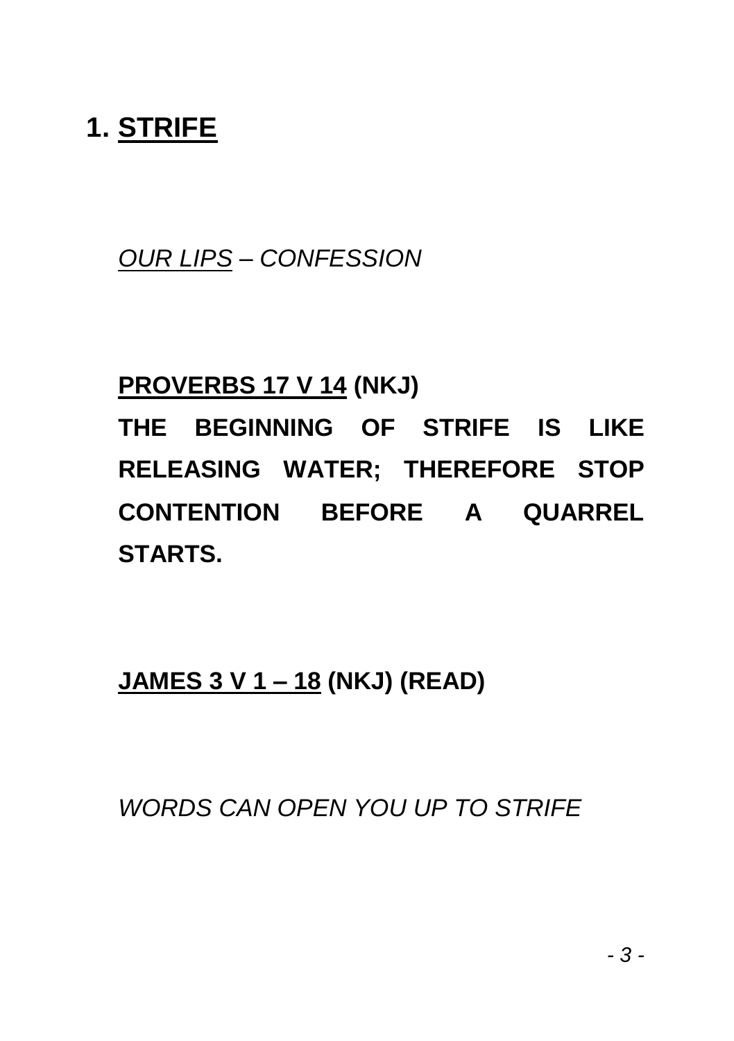# 1. <u>STRIFE</u>

*<u>OUR LIPS</u> – CONFESSION*

**<u>PROVERBS 17 V 14</u> (NKJ)**

**THE BEGINNING OF STRIFE IS LIKE RELEASING WATER; THEREFORE STOP CONTENTION BEFORE A QUARREL STARTS.**

**<u>JAMES 3 V 1 – 18</u> (NKJ) (READ)**

*WORDS CAN OPEN YOU UP TO STRIFE*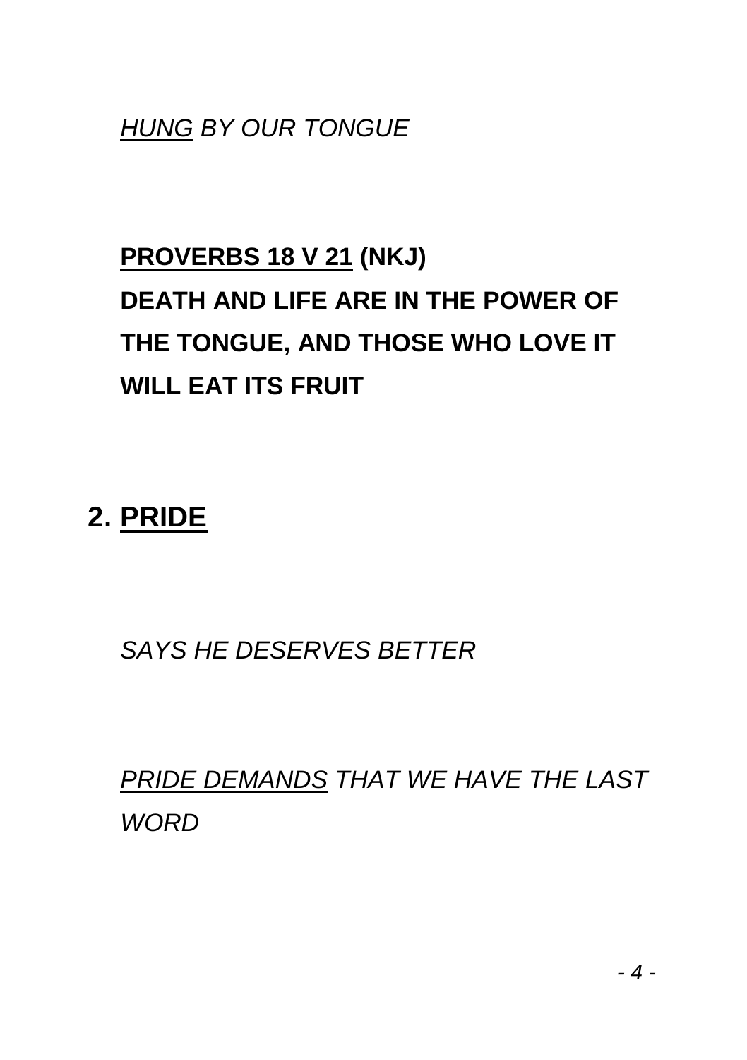*<u>HUNG</u> BY OUR TONGUE*

**<u>PROVERBS 18 V 21</u> (NKJ)**
**DEATH AND LIFE ARE IN THE POWER OF THE TONGUE, AND THOSE WHO LOVE IT WILL EAT ITS FRUIT**

## 2. <u>PRIDE</u>

*SAYS HE DESERVES BETTER*

*<u>PRIDE DEMANDS</u> THAT WE HAVE THE LAST WORD*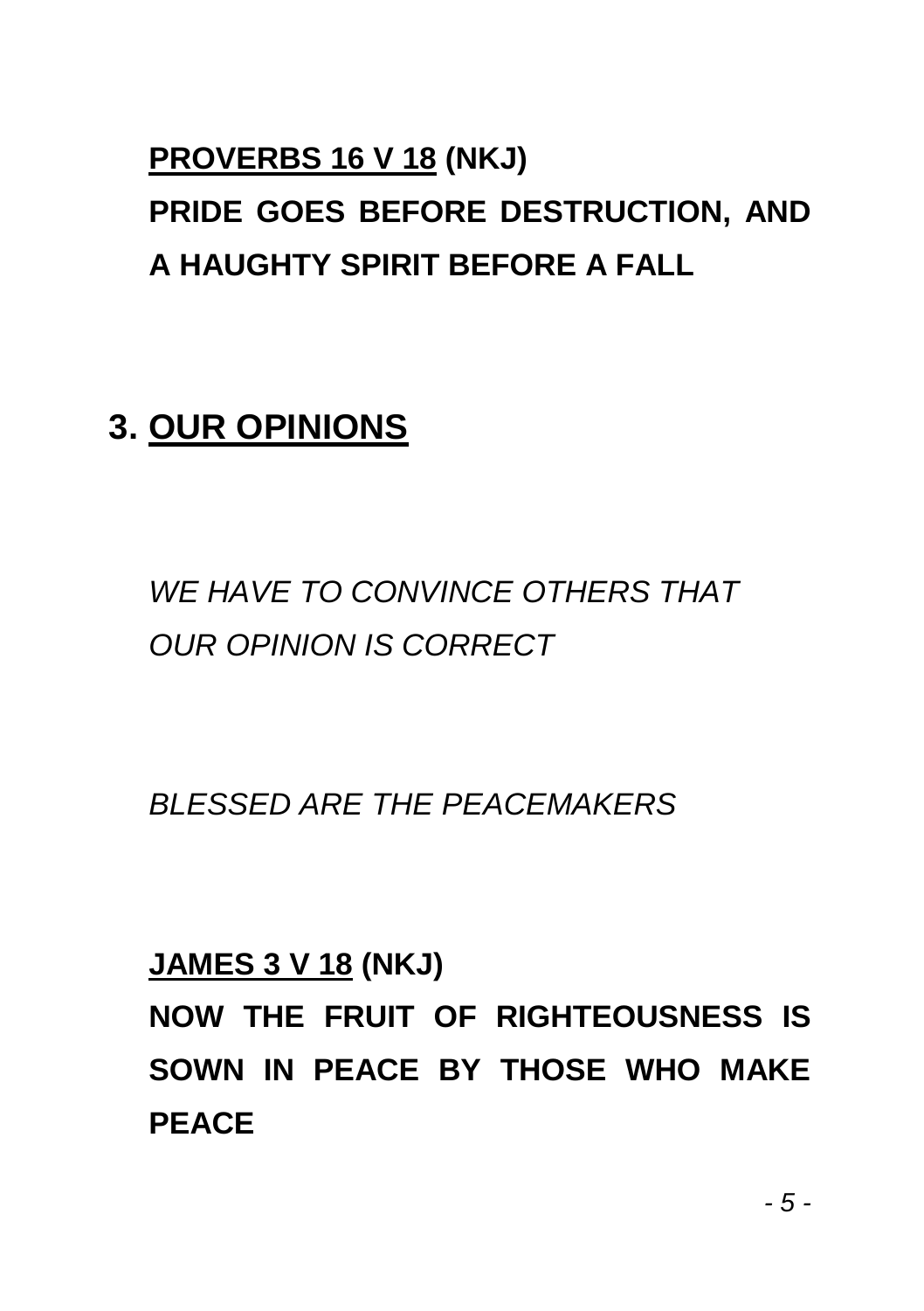**PROVERBS 16 V 18 (NKJ)**

**PRIDE GOES BEFORE DESTRUCTION, AND A HAUGHTY SPIRIT BEFORE A FALL**

## 3. OUR OPINIONS

*WE HAVE TO CONVINCE OTHERS THAT OUR OPINION IS CORRECT*

*BLESSED ARE THE PEACEMAKERS*

**JAMES 3 V 18 (NKJ)**

**NOW THE FRUIT OF RIGHTEOUSNESS IS SOWN IN PEACE BY THOSE WHO MAKE PEACE**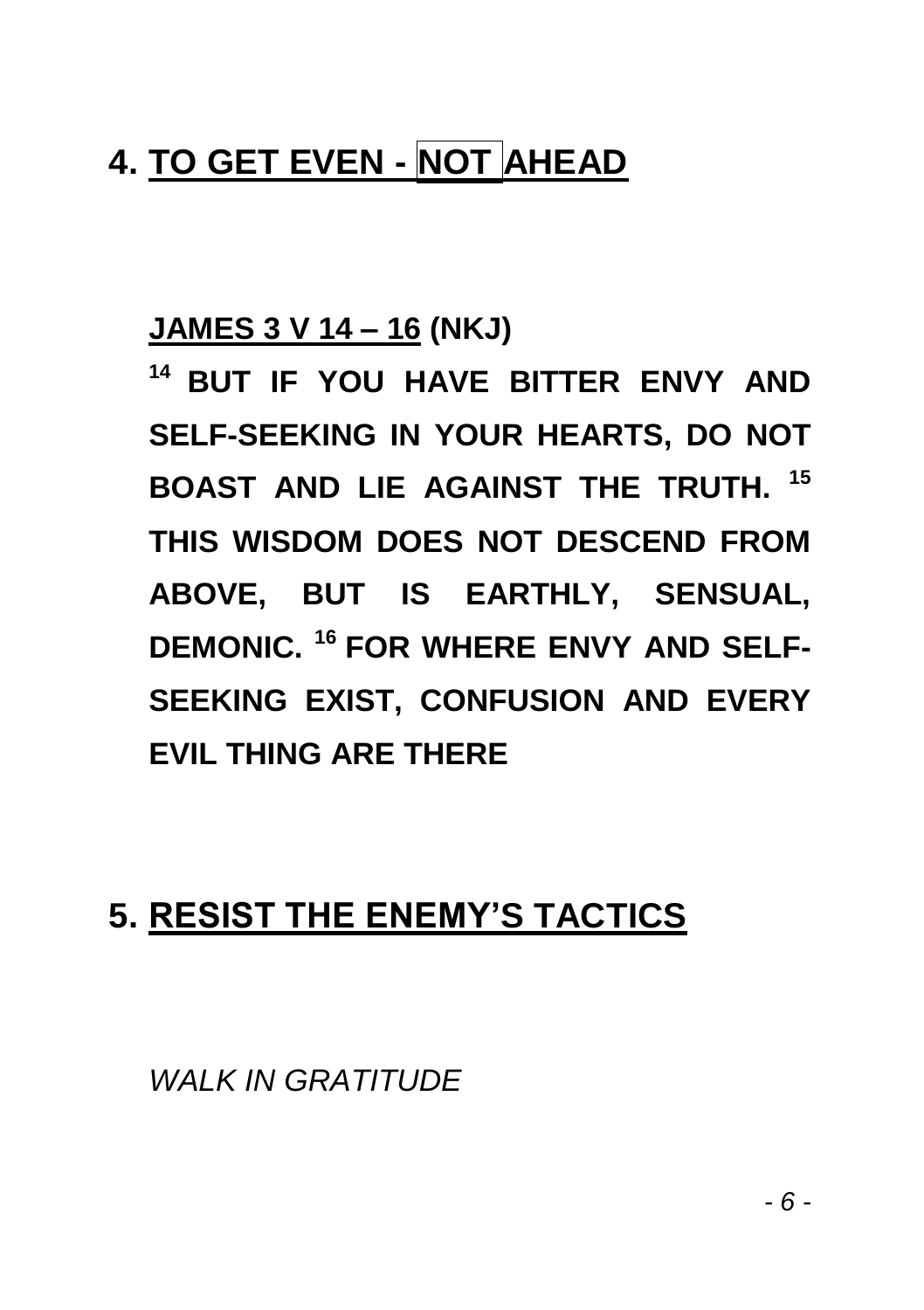## 4. TO GET EVEN - NOT AHEAD

**JAMES 3 V 14 – 16 (NKJ)**

**[14] BUT IF YOU HAVE BITTER ENVY AND SELF-SEEKING IN YOUR HEARTS, DO NOT BOAST AND LIE AGAINST THE TRUTH. [15] THIS WISDOM DOES NOT DESCEND FROM ABOVE, BUT IS EARTHLY, SENSUAL, DEMONIC. [16] FOR WHERE ENVY AND SELF-SEEKING EXIST, CONFUSION AND EVERY EVIL THING ARE THERE**

## 5. RESIST THE ENEMY'S TACTICS

*WALK IN GRATITUDE*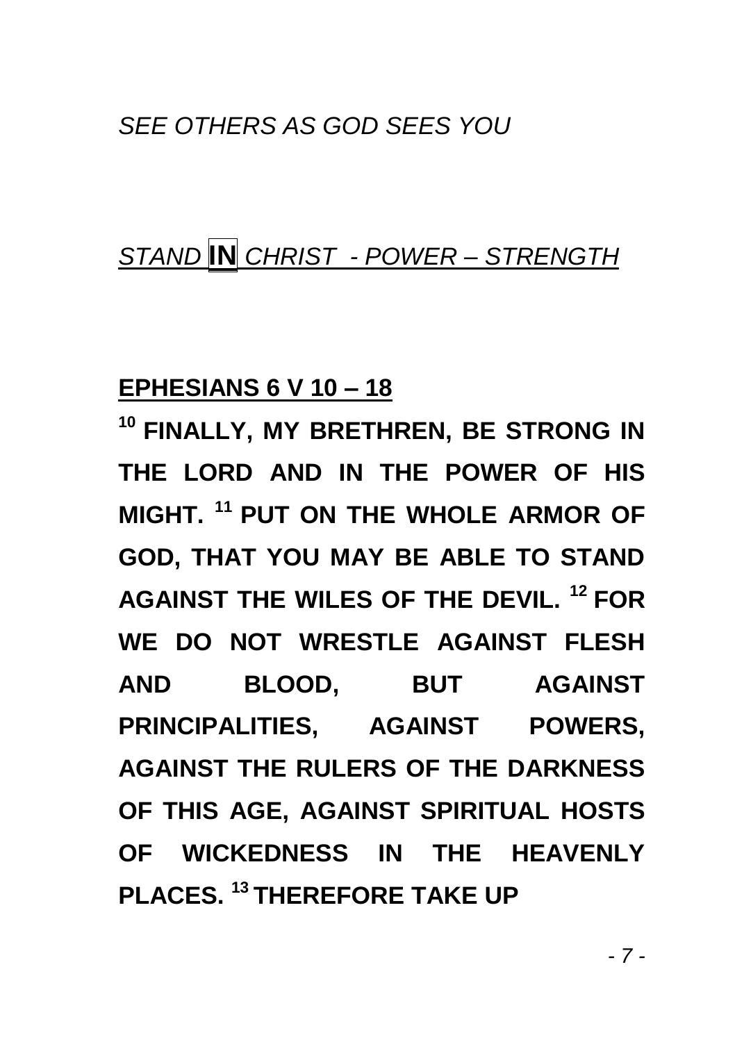*SEE OTHERS AS GOD SEES YOU*

*STAND* **IN** *CHRIST - POWER – STRENGTH*

**EPHESIANS 6 V 10 – 18**

**[10] FINALLY, MY BRETHREN, BE STRONG IN THE LORD AND IN THE POWER OF HIS MIGHT. [11] PUT ON THE WHOLE ARMOR OF GOD, THAT YOU MAY BE ABLE TO STAND AGAINST THE WILES OF THE DEVIL. [12] FOR WE DO NOT WRESTLE AGAINST FLESH AND BLOOD, BUT AGAINST PRINCIPALITIES, AGAINST POWERS, AGAINST THE RULERS OF THE DARKNESS OF THIS AGE, AGAINST SPIRITUAL HOSTS OF WICKEDNESS IN THE HEAVENLY PLACES. [13] THEREFORE TAKE UP**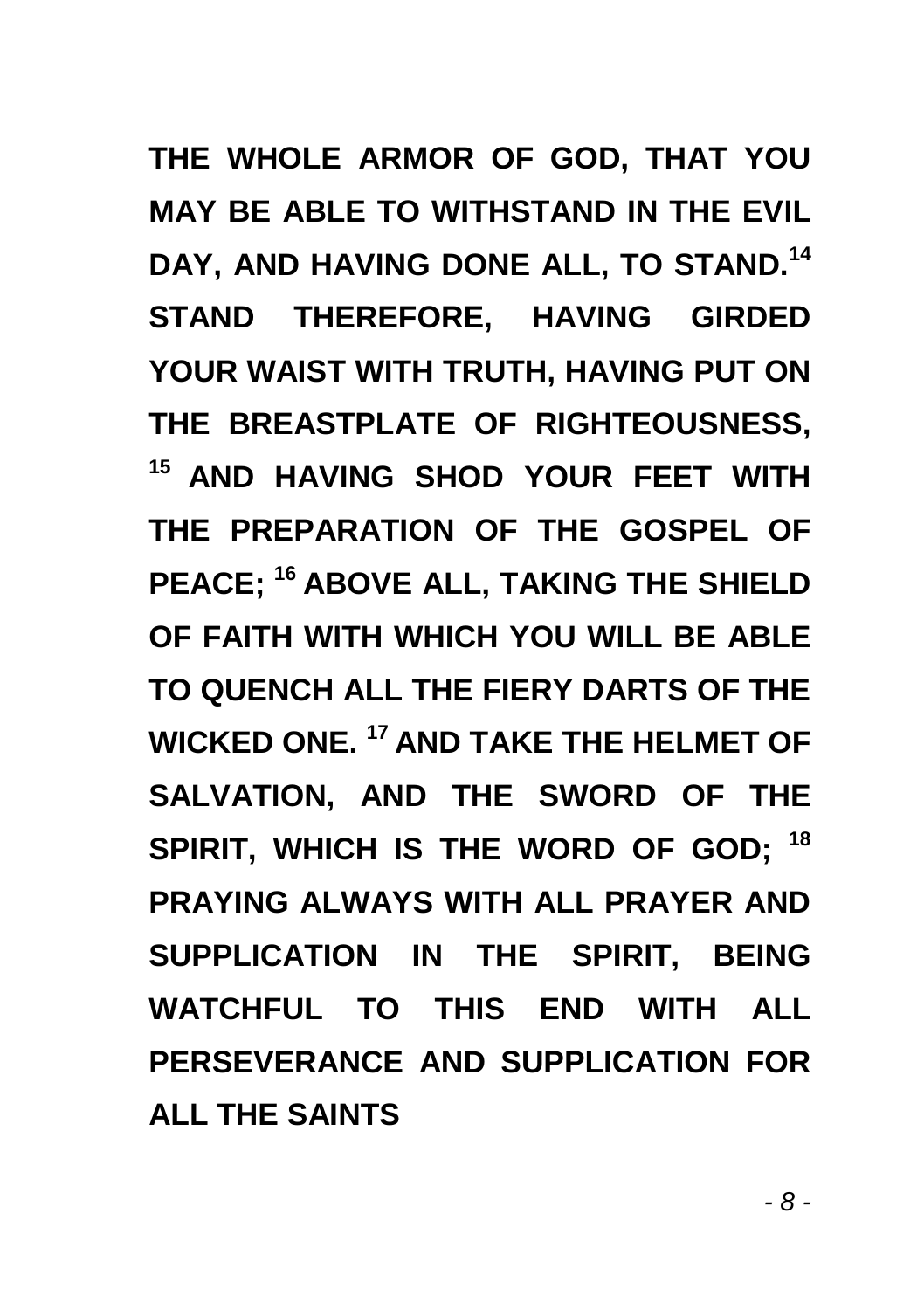**THE WHOLE ARMOR OF GOD, THAT YOU MAY BE ABLE TO WITHSTAND IN THE EVIL DAY, AND HAVING DONE ALL, TO STAND.[14] STAND THEREFORE, HAVING GIRDED YOUR WAIST WITH TRUTH, HAVING PUT ON THE BREASTPLATE OF RIGHTEOUSNESS, [15] AND HAVING SHOD YOUR FEET WITH THE PREPARATION OF THE GOSPEL OF PEACE; [16] ABOVE ALL, TAKING THE SHIELD OF FAITH WITH WHICH YOU WILL BE ABLE TO QUENCH ALL THE FIERY DARTS OF THE WICKED ONE. [17] AND TAKE THE HELMET OF SALVATION, AND THE SWORD OF THE SPIRIT, WHICH IS THE WORD OF GOD; [18] PRAYING ALWAYS WITH ALL PRAYER AND SUPPLICATION IN THE SPIRIT, BEING WATCHFUL TO THIS END WITH ALL PERSEVERANCE AND SUPPLICATION FOR ALL THE SAINTS**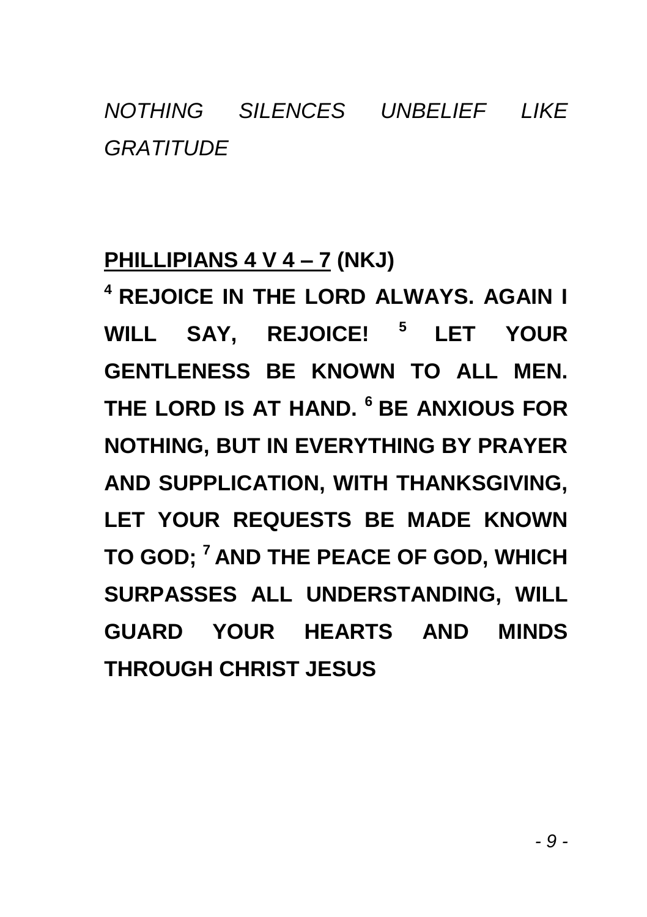*NOTHING SILENCES UNBELIEF LIKE GRATITUDE*

**<u>PHILLIPIANS 4 V 4 – 7</u> (NKJ)**

**[4] REJOICE IN THE LORD ALWAYS. AGAIN I WILL SAY, REJOICE! [5] LET YOUR GENTLENESS BE KNOWN TO ALL MEN. THE LORD IS AT HAND. [6] BE ANXIOUS FOR NOTHING, BUT IN EVERYTHING BY PRAYER AND SUPPLICATION, WITH THANKSGIVING, LET YOUR REQUESTS BE MADE KNOWN TO GOD; [7] AND THE PEACE OF GOD, WHICH SURPASSES ALL UNDERSTANDING, WILL GUARD YOUR HEARTS AND MINDS THROUGH CHRIST JESUS**